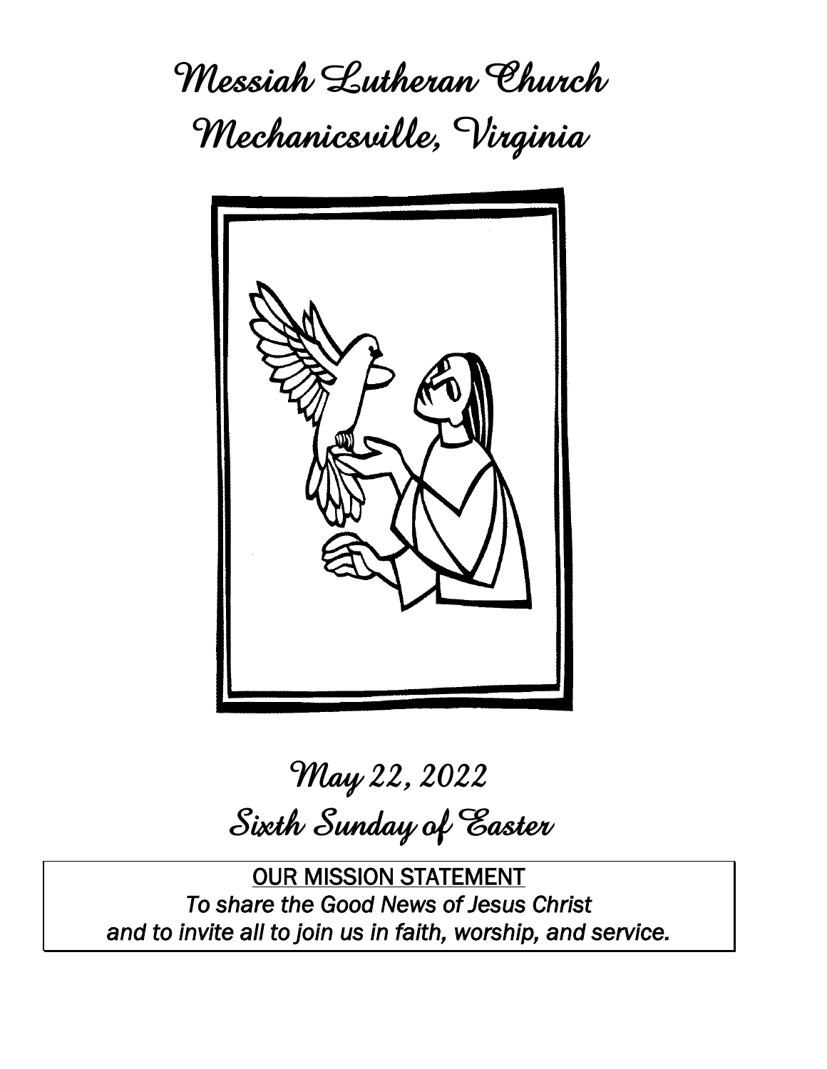# Messiah Lutheran Church

# Mechanicsville, Virginia

## May 22, 2022

## Sixth Sunday of Easter

OUR MISSION STATEMENT

*To share the Good News of Jesus Christ*
*and to invite all to join us in faith, worship, and service.*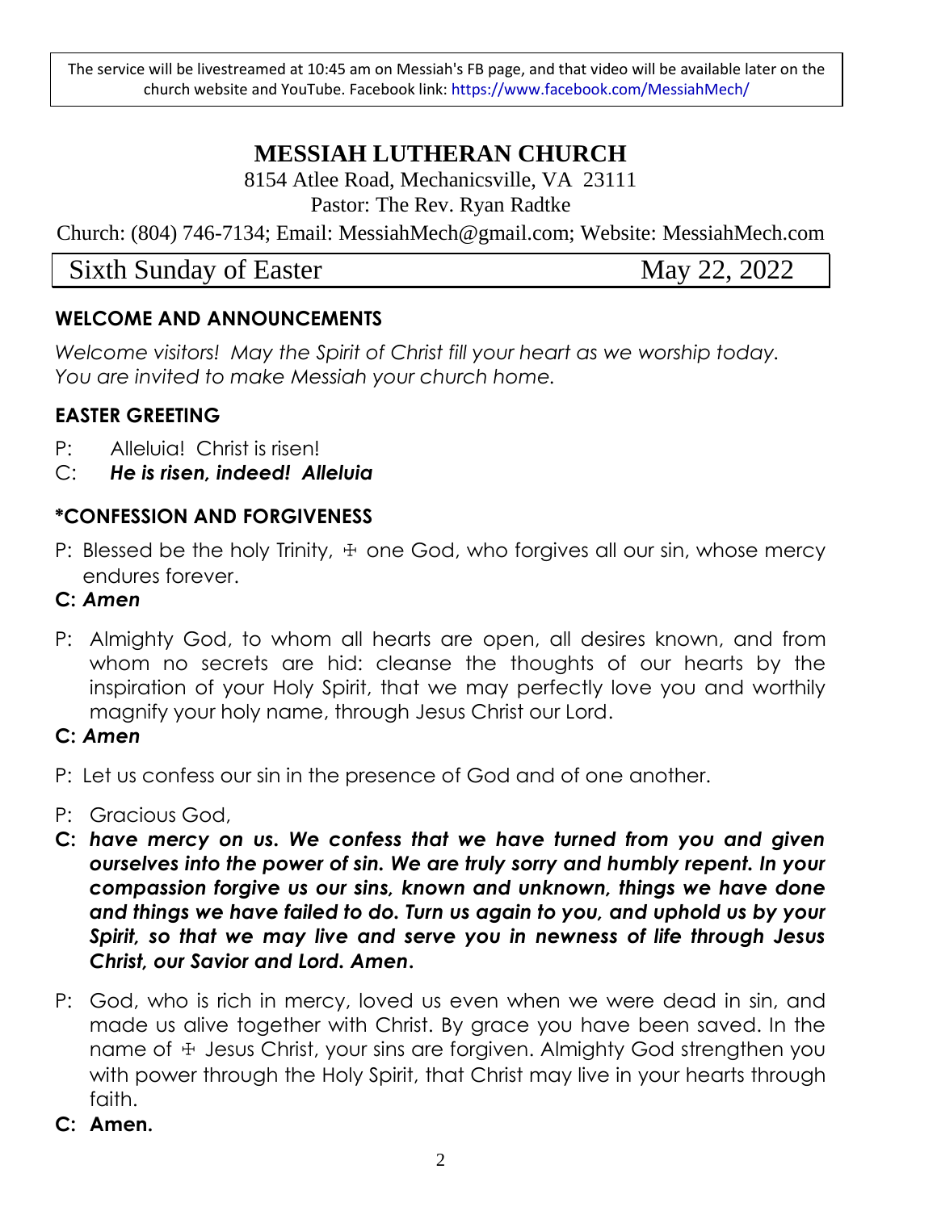The service will be livestreamed at 10:45 am on Messiah's FB page, and that video will be available later on the church website and YouTube. Facebook link: https://www.facebook.com/MessiahMech/

# MESSIAH LUTHERAN CHURCH

8154 Atlee Road, Mechanicsville, VA 23111
Pastor: The Rev. Ryan Radtke

Church: (804) 746-7134; Email: MessiahMech@gmail.com; Website: MessiahMech.com

Sixth Sunday of Easter — May 22, 2022

## WELCOME AND ANNOUNCEMENTS

*Welcome visitors! May the Spirit of Christ fill your heart as we worship today. You are invited to make Messiah your church home.*

## EASTER GREETING

P: Alleluia! Christ is risen!

C: ***He is risen, indeed! Alleluia***

## *CONFESSION AND FORGIVENESS

P: Blessed be the holy Trinity, ☩ one God, who forgives all our sin, whose mercy endures forever.

**C: *Amen***

P: Almighty God, to whom all hearts are open, all desires known, and from whom no secrets are hid: cleanse the thoughts of our hearts by the inspiration of your Holy Spirit, that we may perfectly love you and worthily magnify your holy name, through Jesus Christ our Lord.

**C: *Amen***

P: Let us confess our sin in the presence of God and of one another.

P: Gracious God,

**C: *have mercy on us. We confess that we have turned from you and given ourselves into the power of sin. We are truly sorry and humbly repent. In your compassion forgive us our sins, known and unknown, things we have done and things we have failed to do. Turn us again to you, and uphold us by your Spirit, so that we may live and serve you in newness of life through Jesus Christ, our Savior and Lord. Amen.***

P: God, who is rich in mercy, loved us even when we were dead in sin, and made us alive together with Christ. By grace you have been saved. In the name of ☩ Jesus Christ, your sins are forgiven. Almighty God strengthen you with power through the Holy Spirit, that Christ may live in your hearts through faith.

**C: Amen.**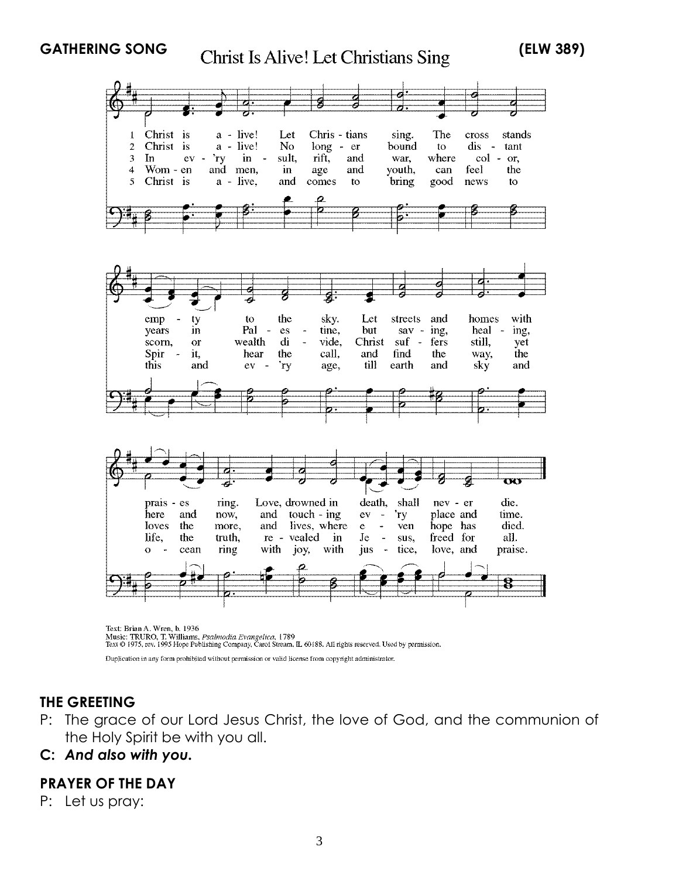**GATHERING SONG** Christ Is Alive! Let Christians Sing **(ELW 389)**

1 Christ is a - live! Let Chris - tians sing. The cross stands emp - ty to the sky. Let streets and homes with prais - es ring. Love, drowned in death, shall nev - er die.

2 Christ is a - live! No long - er bound to dis - tant years in Pal - es - tine, but sav - ing, heal - ing, here and now, and touch - ing ev - 'ry place and time.

3 In ev - 'ry in - sult, rift, and war, where col - or, scorn, or wealth di - vide, Christ suf - fers still, yet loves the more, and lives, where e - ven hope has died.

4 Wom - en and men, in age and youth, can feel the Spir - it, hear the call, and find the way, the life, the truth, re - vealed in Je - sus, freed for all.

5 Christ is a - live, and comes to bring good news to this and ev - 'ry age, till earth and sky and o - cean ring with joy, with jus - tice, love, and praise.

Text: Brian A. Wren, b. 1936
Music: TRURO, T. Williams, *Psalmodia Evangelica*, 1789
Text © 1975, rev. 1995 Hope Publishing Company, Carol Stream, IL 60188. All rights reserved. Used by permission.

Duplication in any form prohibited without permission or valid license from copyright administrator.

## THE GREETING

P: The grace of our Lord Jesus Christ, the love of God, and the communion of the Holy Spirit be with you all.

**C:** ***And also with you.***

## PRAYER OF THE DAY

P: Let us pray: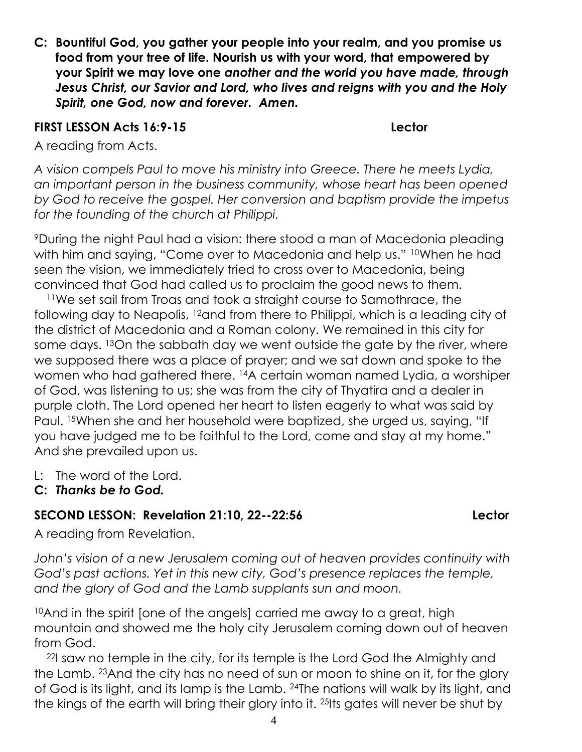**C: Bountiful God, you gather your people into your realm, and you promise us food from your tree of life. Nourish us with your word, that empowered by your Spirit we may love one *another and the world you have made, through Jesus Christ, our Savior and Lord, who lives and reigns with you and the Holy Spirit, one God, now and forever. Amen.***

**FIRST LESSON Acts 16:9-15 Lector**

A reading from Acts.

*A vision compels Paul to move his ministry into Greece. There he meets Lydia, an important person in the business community, whose heart has been opened by God to receive the gospel. Her conversion and baptism provide the impetus for the founding of the church at Philippi.*

[9]During the night Paul had a vision: there stood a man of Macedonia pleading with him and saying, "Come over to Macedonia and help us." [10]When he had seen the vision, we immediately tried to cross over to Macedonia, being convinced that God had called us to proclaim the good news to them.

[11]We set sail from Troas and took a straight course to Samothrace, the following day to Neapolis, [12]and from there to Philippi, which is a leading city of the district of Macedonia and a Roman colony. We remained in this city for some days. [13]On the sabbath day we went outside the gate by the river, where we supposed there was a place of prayer; and we sat down and spoke to the women who had gathered there. [14]A certain woman named Lydia, a worshiper of God, was listening to us; she was from the city of Thyatira and a dealer in purple cloth. The Lord opened her heart to listen eagerly to what was said by Paul. [15]When she and her household were baptized, she urged us, saying, "If you have judged me to be faithful to the Lord, come and stay at my home." And she prevailed upon us.

L: The word of the Lord.
**C: *Thanks be to God.***

**SECOND LESSON: Revelation 21:10, 22--22:56 Lector**

A reading from Revelation.

*John's vision of a new Jerusalem coming out of heaven provides continuity with God's past actions. Yet in this new city, God's presence replaces the temple, and the glory of God and the Lamb supplants sun and moon.*

[10]And in the spirit [one of the angels] carried me away to a great, high mountain and showed me the holy city Jerusalem coming down out of heaven from God.

[22]I saw no temple in the city, for its temple is the Lord God the Almighty and the Lamb. [23]And the city has no need of sun or moon to shine on it, for the glory of God is its light, and its lamp is the Lamb. [24]The nations will walk by its light, and the kings of the earth will bring their glory into it. [25]Its gates will never be shut by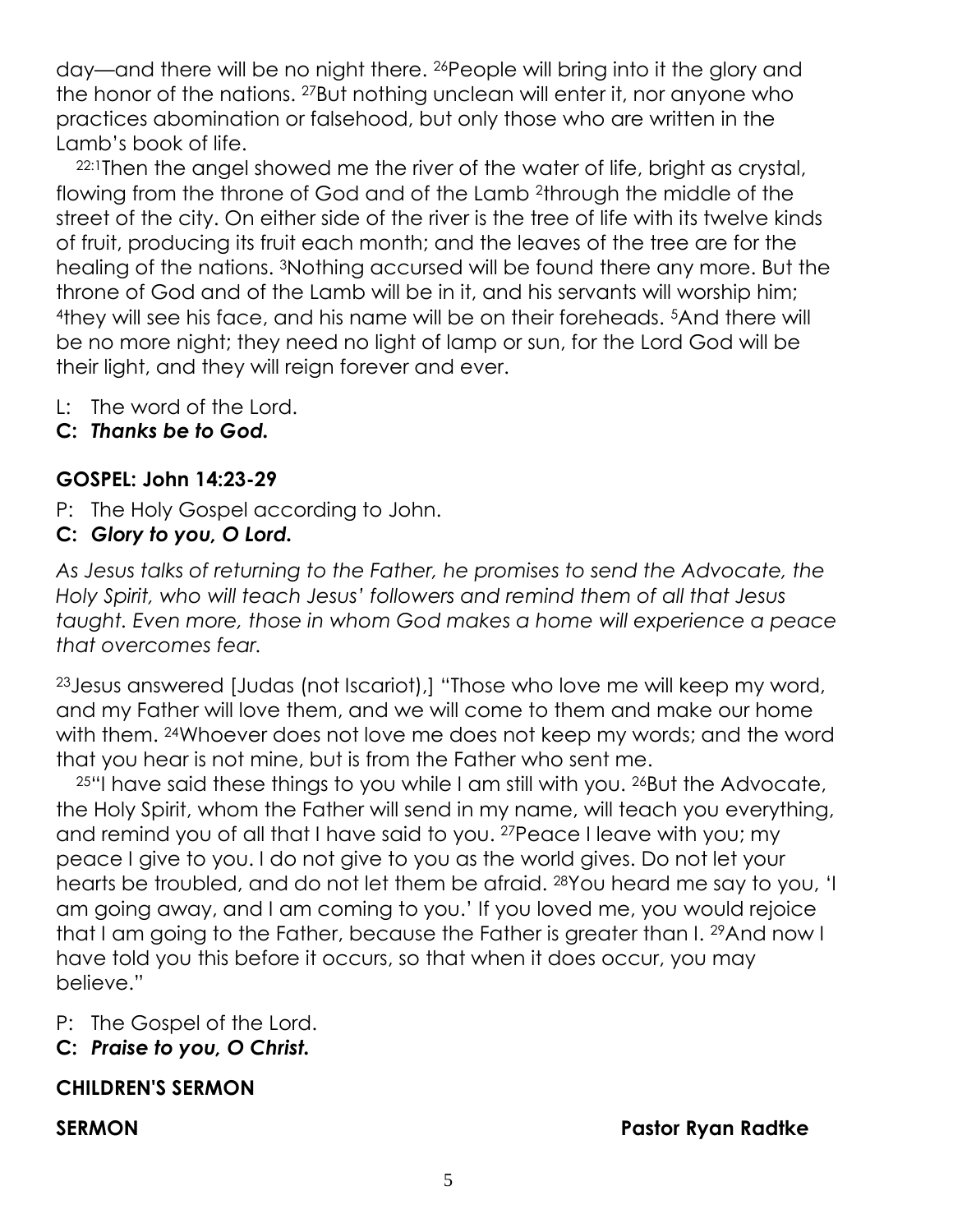day—and there will be no night there. [26]People will bring into it the glory and the honor of the nations. [27]But nothing unclean will enter it, nor anyone who practices abomination or falsehood, but only those who are written in the Lamb's book of life.

[22:1]Then the angel showed me the river of the water of life, bright as crystal, flowing from the throne of God and of the Lamb [2]through the middle of the street of the city. On either side of the river is the tree of life with its twelve kinds of fruit, producing its fruit each month; and the leaves of the tree are for the healing of the nations. [3]Nothing accursed will be found there any more. But the throne of God and of the Lamb will be in it, and his servants will worship him; [4]they will see his face, and his name will be on their foreheads. [5]And there will be no more night; they need no light of lamp or sun, for the Lord God will be their light, and they will reign forever and ever.

L: The word of the Lord.
**C: *Thanks be to God.***

**GOSPEL: John 14:23-29**

P: The Holy Gospel according to John.
**C: *Glory to you, O Lord.***

*As Jesus talks of returning to the Father, he promises to send the Advocate, the Holy Spirit, who will teach Jesus' followers and remind them of all that Jesus taught. Even more, those in whom God makes a home will experience a peace that overcomes fear.*

[23]Jesus answered [Judas (not Iscariot),] "Those who love me will keep my word, and my Father will love them, and we will come to them and make our home with them. [24]Whoever does not love me does not keep my words; and the word that you hear is not mine, but is from the Father who sent me.

[25]"I have said these things to you while I am still with you. [26]But the Advocate, the Holy Spirit, whom the Father will send in my name, will teach you everything, and remind you of all that I have said to you. [27]Peace I leave with you; my peace I give to you. I do not give to you as the world gives. Do not let your hearts be troubled, and do not let them be afraid. [28]You heard me say to you, 'I am going away, and I am coming to you.' If you loved me, you would rejoice that I am going to the Father, because the Father is greater than I. [29]And now I have told you this before it occurs, so that when it does occur, you may believe."

P: The Gospel of the Lord.
**C: *Praise to you, O Christ.***

**CHILDREN'S SERMON**

**SERMON** **Pastor Ryan Radtke**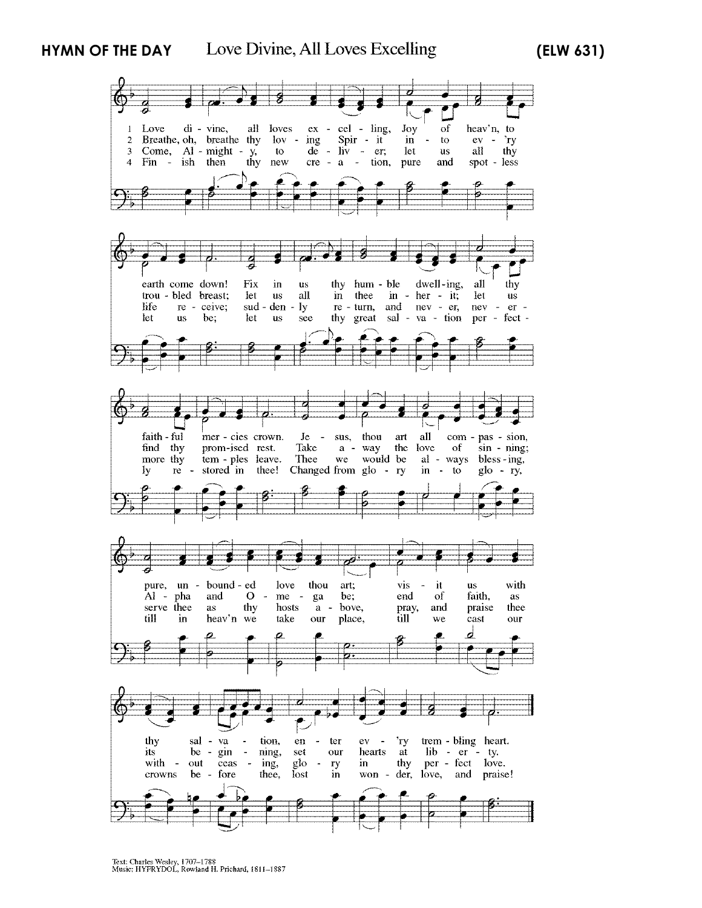## HYMN OF THE DAY — Love Divine, All Loves Excelling (ELW 631)

1 Love divine, all loves excelling, Joy of heav'n, to earth come down! Fix in us thy humble dwelling, all thy faithful mercies crown. Jesus, thou art all compassion, pure, unbounded love thou art; visit us with thy salvation, enter ev'ry trembling heart.

2 Breathe, oh, breathe thy loving Spirit into ev'ry troubled breast; let us all in thee inherit; let us find thy promised rest. Take away the love of sinning; Alpha and Omega be; end of faith, as its beginning, set our hearts at liberty.

3 Come, Almighty, to deliver; let us all thy life receive; suddenly return, and never, never more thy temples leave. Thee we would be always blessing, serve thee as thy hosts above, pray, and praise thee without ceasing, glory in thy perfect love.

4 Finish then thy new creation, pure and spotless let us be; let us see thy great salvation perfectly restored in thee! Changed from glory into glory, till in heav'n we take our place, till we cast our crowns before thee, lost in wonder, love, and praise!

Text: Charles Wesley, 1707–1788
Music: HYFRYDOL, Rowland H. Prichard, 1811–1887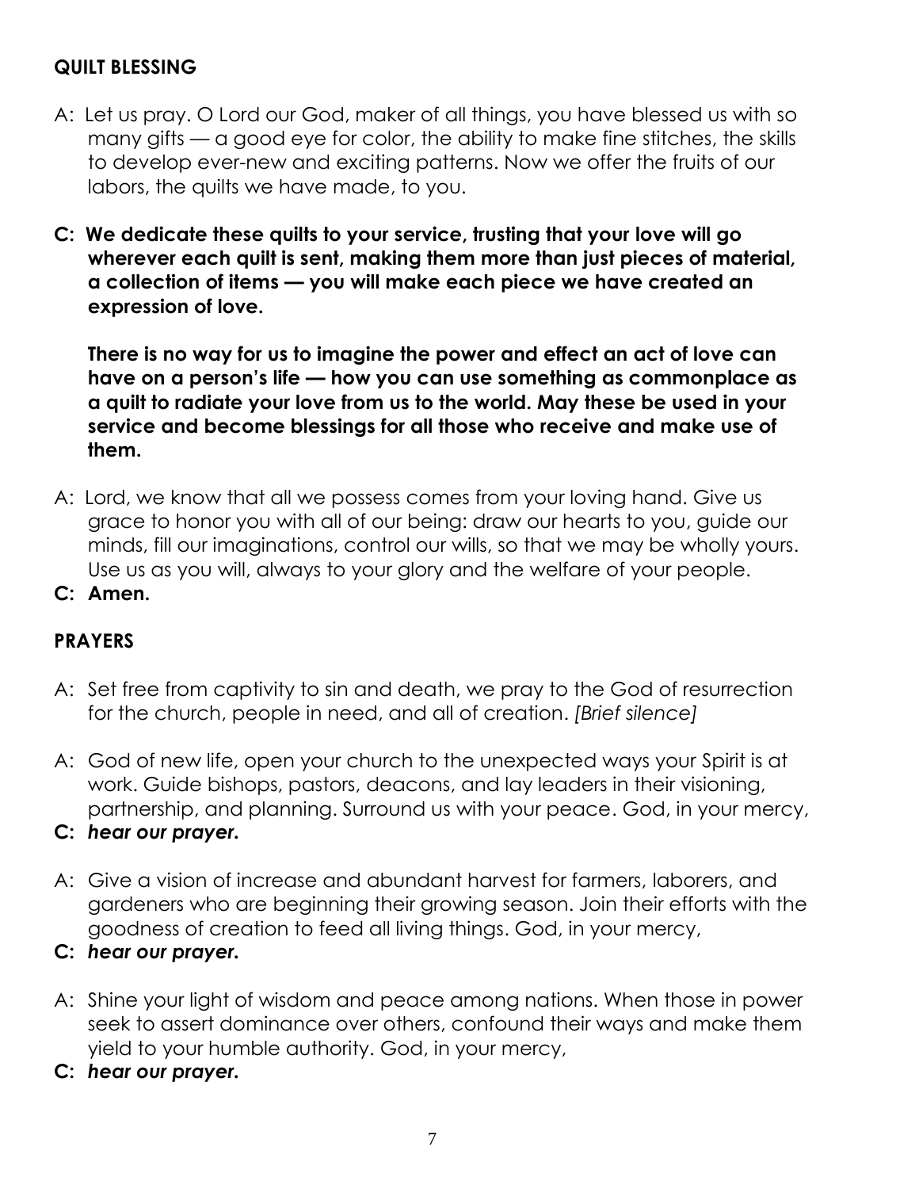**QUILT BLESSING**

A: Let us pray. O Lord our God, maker of all things, you have blessed us with so many gifts — a good eye for color, the ability to make fine stitches, the skills to develop ever-new and exciting patterns. Now we offer the fruits of our labors, the quilts we have made, to you.

**C: We dedicate these quilts to your service, trusting that your love will go wherever each quilt is sent, making them more than just pieces of material, a collection of items — you will make each piece we have created an expression of love.**

**There is no way for us to imagine the power and effect an act of love can have on a person's life — how you can use something as commonplace as a quilt to radiate your love from us to the world. May these be used in your service and become blessings for all those who receive and make use of them.**

A: Lord, we know that all we possess comes from your loving hand. Give us grace to honor you with all of our being: draw our hearts to you, guide our minds, fill our imaginations, control our wills, so that we may be wholly yours. Use us as you will, always to your glory and the welfare of your people.

**C: Amen.**

**PRAYERS**

A: Set free from captivity to sin and death, we pray to the God of resurrection for the church, people in need, and all of creation. *[Brief silence]*

A: God of new life, open your church to the unexpected ways your Spirit is at work. Guide bishops, pastors, deacons, and lay leaders in their visioning, partnership, and planning. Surround us with your peace. God, in your mercy,

**C:** ***hear our prayer.***

A: Give a vision of increase and abundant harvest for farmers, laborers, and gardeners who are beginning their growing season. Join their efforts with the goodness of creation to feed all living things. God, in your mercy,

**C:** ***hear our prayer.***

A: Shine your light of wisdom and peace among nations. When those in power seek to assert dominance over others, confound their ways and make them yield to your humble authority. God, in your mercy,

**C:** ***hear our prayer.***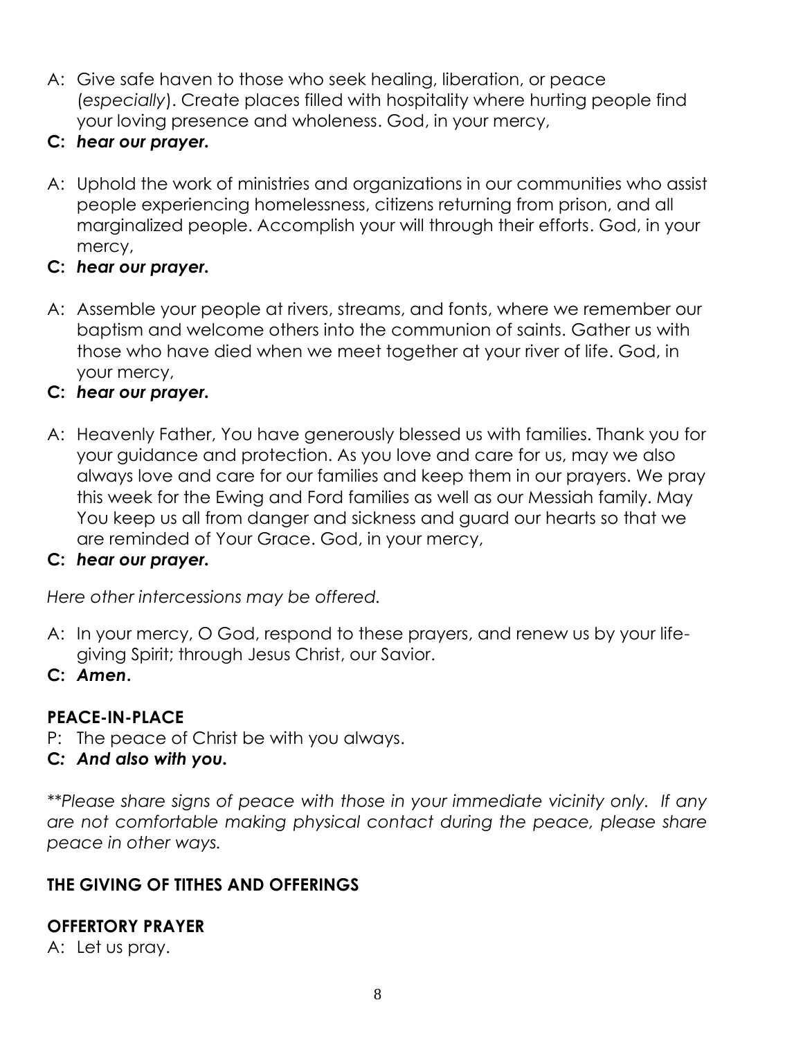A: Give safe haven to those who seek healing, liberation, or peace (*especially*). Create places filled with hospitality where hurting people find your loving presence and wholeness. God, in your mercy,

**C:** ***hear our prayer.***

A: Uphold the work of ministries and organizations in our communities who assist people experiencing homelessness, citizens returning from prison, and all marginalized people. Accomplish your will through their efforts. God, in your mercy,

**C:** ***hear our prayer.***

A: Assemble your people at rivers, streams, and fonts, where we remember our baptism and welcome others into the communion of saints. Gather us with those who have died when we meet together at your river of life. God, in your mercy,

**C:** ***hear our prayer.***

A: Heavenly Father, You have generously blessed us with families. Thank you for your guidance and protection. As you love and care for us, may we also always love and care for our families and keep them in our prayers. We pray this week for the Ewing and Ford families as well as our Messiah family. May You keep us all from danger and sickness and guard our hearts so that we are reminded of Your Grace. God, in your mercy,

**C:** ***hear our prayer.***

*Here other intercessions may be offered.*

A: In your mercy, O God, respond to these prayers, and renew us by your life-giving Spirit; through Jesus Christ, our Savior.

**C:** ***Amen.***

## PEACE-IN-PLACE

P: The peace of Christ be with you always.

**C:** ***And also with you.***

*\*\*Please share signs of peace with those in your immediate vicinity only. If any are not comfortable making physical contact during the peace, please share peace in other ways.*

## THE GIVING OF TITHES AND OFFERINGS

## OFFERTORY PRAYER

A: Let us pray.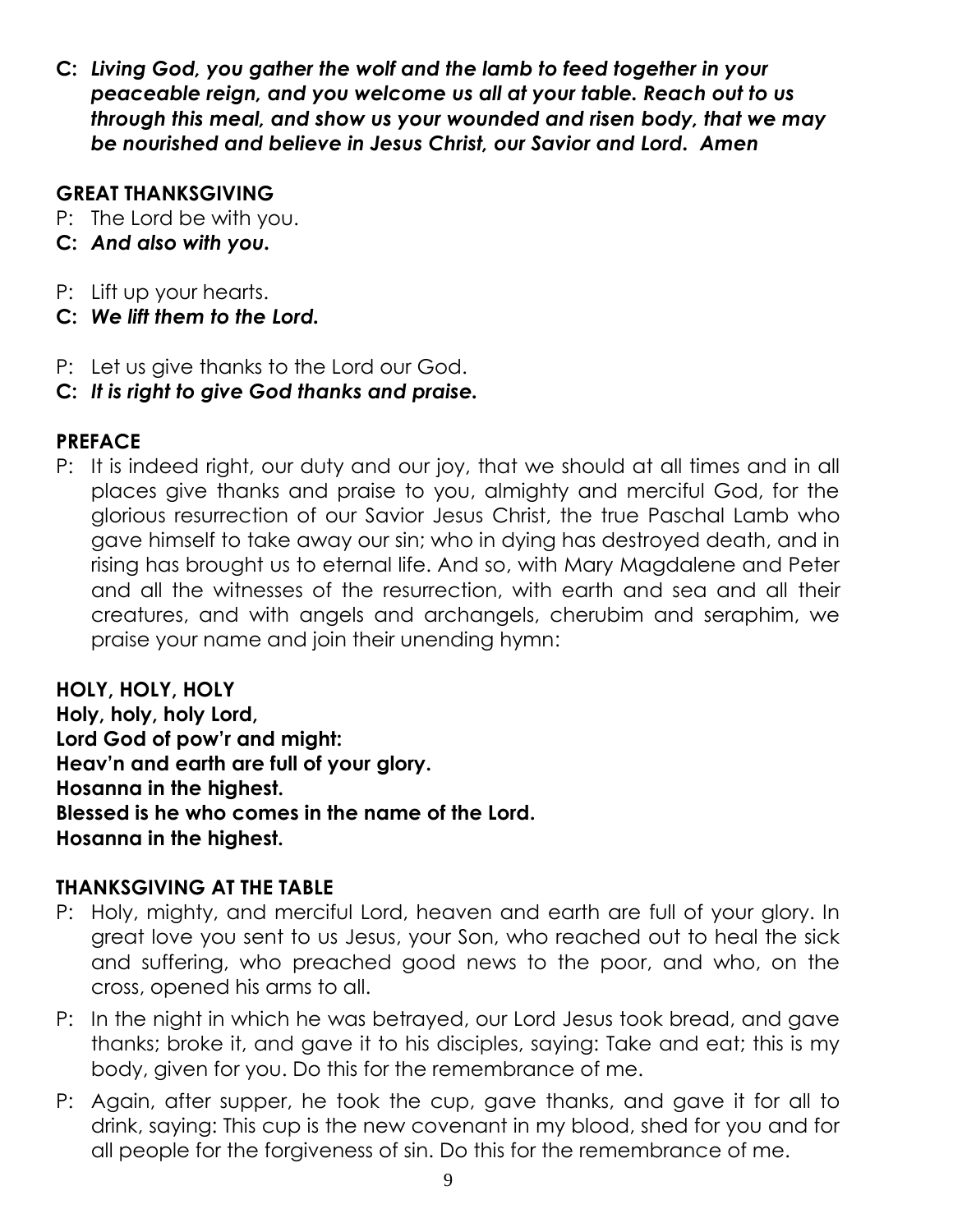**C:** ***Living God, you gather the wolf and the lamb to feed together in your peaceable reign, and you welcome us all at your table. Reach out to us through this meal, and show us your wounded and risen body, that we may be nourished and believe in Jesus Christ, our Savior and Lord. Amen***

## GREAT THANKSGIVING

P: The Lord be with you.
**C:** ***And also with you.***

P: Lift up your hearts.
**C:** ***We lift them to the Lord.***

P: Let us give thanks to the Lord our God.
**C:** ***It is right to give God thanks and praise.***

## PREFACE

P: It is indeed right, our duty and our joy, that we should at all times and in all places give thanks and praise to you, almighty and merciful God, for the glorious resurrection of our Savior Jesus Christ, the true Paschal Lamb who gave himself to take away our sin; who in dying has destroyed death, and in rising has brought us to eternal life. And so, with Mary Magdalene and Peter and all the witnesses of the resurrection, with earth and sea and all their creatures, and with angels and archangels, cherubim and seraphim, we praise your name and join their unending hymn:

## HOLY, HOLY, HOLY

**Holy, holy, holy Lord,**
**Lord God of pow'r and might:**
**Heav'n and earth are full of your glory.**
**Hosanna in the highest.**
**Blessed is he who comes in the name of the Lord.**
**Hosanna in the highest.**

## THANKSGIVING AT THE TABLE

P: Holy, mighty, and merciful Lord, heaven and earth are full of your glory. In great love you sent to us Jesus, your Son, who reached out to heal the sick and suffering, who preached good news to the poor, and who, on the cross, opened his arms to all.

P: In the night in which he was betrayed, our Lord Jesus took bread, and gave thanks; broke it, and gave it to his disciples, saying: Take and eat; this is my body, given for you. Do this for the remembrance of me.

P: Again, after supper, he took the cup, gave thanks, and gave it for all to drink, saying: This cup is the new covenant in my blood, shed for you and for all people for the forgiveness of sin. Do this for the remembrance of me.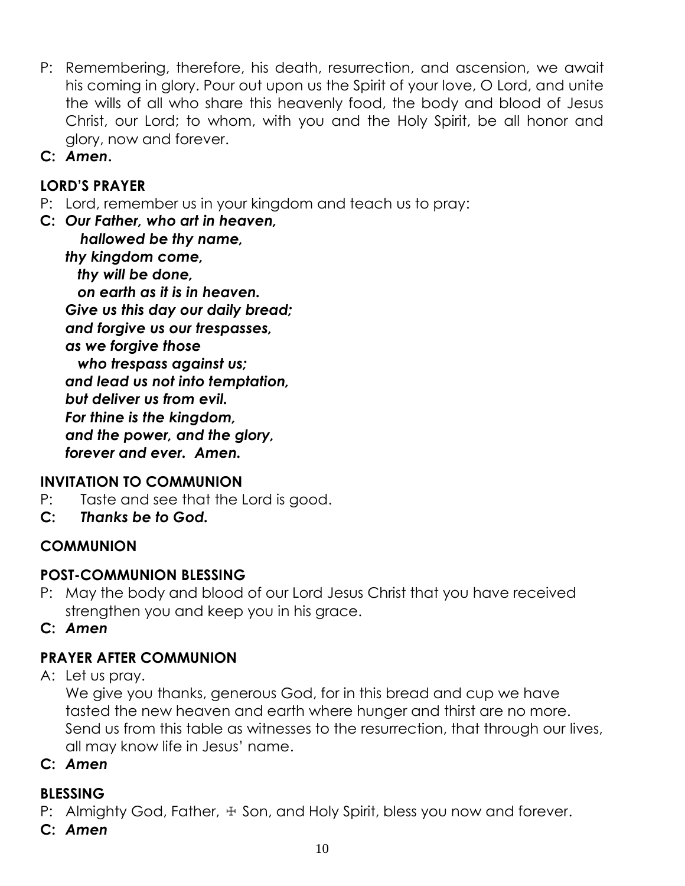P: Remembering, therefore, his death, resurrection, and ascension, we await his coming in glory. Pour out upon us the Spirit of your love, O Lord, and unite the wills of all who share this heavenly food, the body and blood of Jesus Christ, our Lord; to whom, with you and the Holy Spirit, be all honor and glory, now and forever.

**C:** ***Amen.***

**LORD'S PRAYER**

P: Lord, remember us in your kingdom and teach us to pray:

**C:** ***Our Father, who art in heaven,***
***hallowed be thy name,***
***thy kingdom come,***
***thy will be done,***
***on earth as it is in heaven.***
***Give us this day our daily bread;***
***and forgive us our trespasses,***
***as we forgive those***
***who trespass against us;***
***and lead us not into temptation,***
***but deliver us from evil.***
***For thine is the kingdom,***
***and the power, and the glory,***
***forever and ever. Amen.***

**INVITATION TO COMMUNION**

P: Taste and see that the Lord is good.

**C:** ***Thanks be to God.***

**COMMUNION**

**POST-COMMUNION BLESSING**

P: May the body and blood of our Lord Jesus Christ that you have received strengthen you and keep you in his grace.

**C:** ***Amen***

**PRAYER AFTER COMMUNION**

A: Let us pray.
We give you thanks, generous God, for in this bread and cup we have tasted the new heaven and earth where hunger and thirst are no more. Send us from this table as witnesses to the resurrection, that through our lives, all may know life in Jesus' name.

**C:** ***Amen***

**BLESSING**

P: Almighty God, Father, ☩ Son, and Holy Spirit, bless you now and forever.

**C:** ***Amen***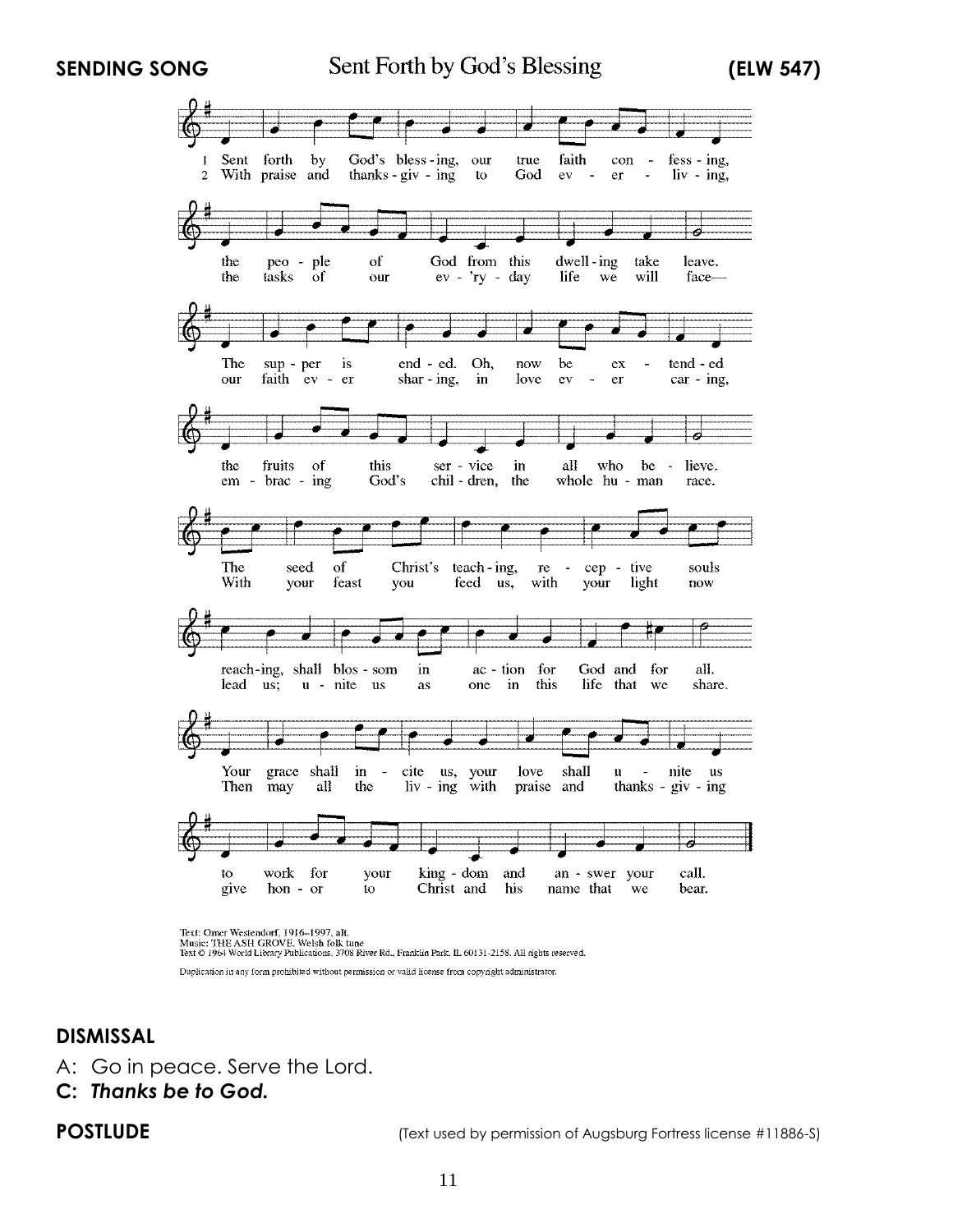**SENDING SONG** Sent Forth by God's Blessing **(ELW 547)**

1 Sent forth by God's bless-ing, our true faith con-fess-ing, the peo-ple of God from this dwell-ing take leave. The sup-per is end-ed. Oh, now be ex-tend-ed the fruits of this ser-vice in all who be-lieve. The seed of Christ's teach-ing, re-cep-tive souls reach-ing, shall blos-som in ac-tion for God and for all. Your grace shall in-cite us, your love shall u-nite us to work for your king-dom and an-swer your call.

2 With praise and thanks-giv-ing to God ev-er-liv-ing, the tasks of our ev-'ry-day life we will face— our faith ev-er shar-ing, in love ev-er car-ing, em-brac-ing God's chil-dren, the whole hu-man race. With your feast you feed us, with your light now lead us; u-nite us as one in this life that we share. Then may all the liv-ing with praise and thanks-giv-ing give hon-or to Christ and his name that we bear.

Text: Omer Westendorf, 1916–1997, alt.
Music: THE ASH GROVE, Welsh folk tune
Text © 1964 World Library Publications, 3708 River Rd., Franklin Park, IL 60131-2158. All rights reserved.

Duplication in any form prohibited without permission or valid license from copyright administrator.

## DISMISSAL

A: Go in peace. Serve the Lord.
**C: *Thanks be to God.***

## POSTLUDE

(Text used by permission of Augsburg Fortress license #11886-S)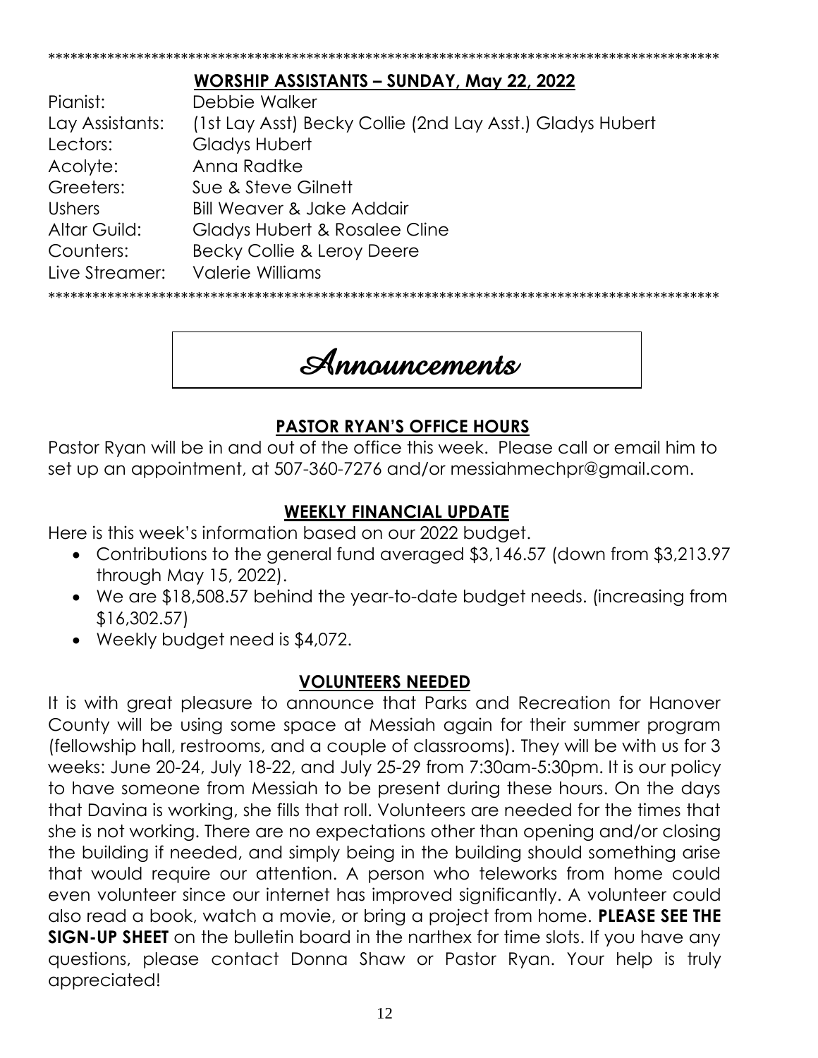***********************************************************************************************

## WORSHIP ASSISTANTS – SUNDAY, May 22, 2022

| | |
|---|---|
| Pianist: | Debbie Walker |
| Lay Assistants: | (1st Lay Asst) Becky Collie (2nd Lay Asst.) Gladys Hubert |
| Lectors: | Gladys Hubert |
| Acolyte: | Anna Radtke |
| Greeters: | Sue & Steve Gilnett |
| Ushers | Bill Weaver & Jake Addair |
| Altar Guild: | Gladys Hubert & Rosalee Cline |
| Counters: | Becky Collie & Leroy Deere |
| Live Streamer: | Valerie Williams |

***********************************************************************************************

# Announcements

## PASTOR RYAN'S OFFICE HOURS

Pastor Ryan will be in and out of the office this week. Please call or email him to set up an appointment, at 507-360-7276 and/or messiahmechpr@gmail.com.

## WEEKLY FINANCIAL UPDATE

Here is this week's information based on our 2022 budget.

- Contributions to the general fund averaged $3,146.57 (down from $3,213.97 through May 15, 2022).
- We are $18,508.57 behind the year-to-date budget needs. (increasing from $16,302.57)
- Weekly budget need is $4,072.

## VOLUNTEERS NEEDED

It is with great pleasure to announce that Parks and Recreation for Hanover County will be using some space at Messiah again for their summer program (fellowship hall, restrooms, and a couple of classrooms). They will be with us for 3 weeks: June 20-24, July 18-22, and July 25-29 from 7:30am-5:30pm. It is our policy to have someone from Messiah to be present during these hours. On the days that Davina is working, she fills that roll. Volunteers are needed for the times that she is not working. There are no expectations other than opening and/or closing the building if needed, and simply being in the building should something arise that would require our attention. A person who teleworks from home could even volunteer since our internet has improved significantly. A volunteer could also read a book, watch a movie, or bring a project from home. **PLEASE SEE THE SIGN-UP SHEET** on the bulletin board in the narthex for time slots. If you have any questions, please contact Donna Shaw or Pastor Ryan. Your help is truly appreciated!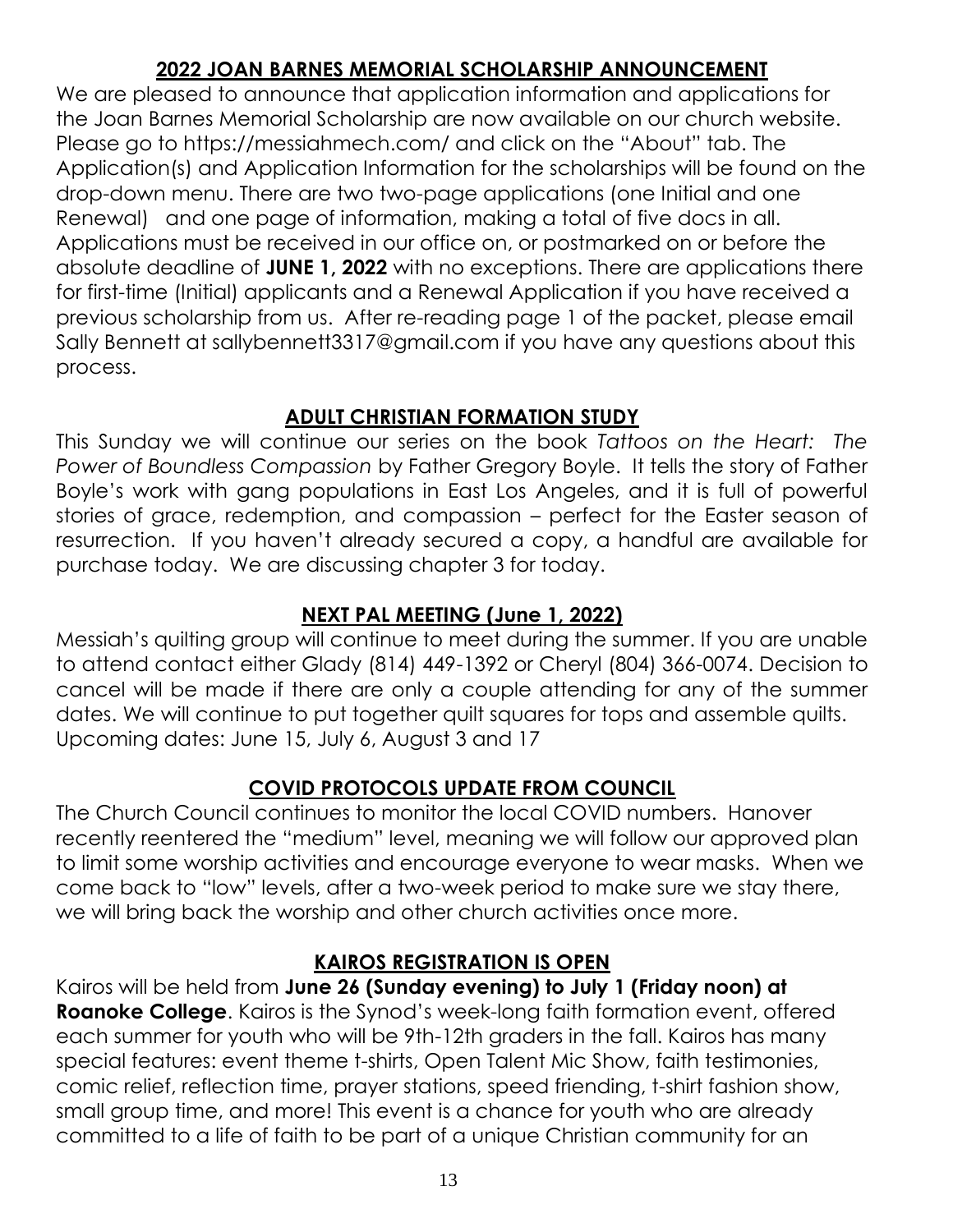## 2022 JOAN BARNES MEMORIAL SCHOLARSHIP ANNOUNCEMENT

We are pleased to announce that application information and applications for the Joan Barnes Memorial Scholarship are now available on our church website. Please go to https://messiahmech.com/ and click on the "About" tab. The Application(s) and Application Information for the scholarships will be found on the drop-down menu. There are two two-page applications (one Initial and one Renewal) and one page of information, making a total of five docs in all. Applications must be received in our office on, or postmarked on or before the absolute deadline of **JUNE 1, 2022** with no exceptions. There are applications there for first-time (Initial) applicants and a Renewal Application if you have received a previous scholarship from us. After re-reading page 1 of the packet, please email Sally Bennett at sallybennett3317@gmail.com if you have any questions about this process.

## ADULT CHRISTIAN FORMATION STUDY

This Sunday we will continue our series on the book *Tattoos on the Heart: The Power of Boundless Compassion* by Father Gregory Boyle. It tells the story of Father Boyle's work with gang populations in East Los Angeles, and it is full of powerful stories of grace, redemption, and compassion – perfect for the Easter season of resurrection. If you haven't already secured a copy, a handful are available for purchase today. We are discussing chapter 3 for today.

## NEXT PAL MEETING (June 1, 2022)

Messiah's quilting group will continue to meet during the summer. If you are unable to attend contact either Glady (814) 449-1392 or Cheryl (804) 366-0074. Decision to cancel will be made if there are only a couple attending for any of the summer dates. We will continue to put together quilt squares for tops and assemble quilts. Upcoming dates: June 15, July 6, August 3 and 17

## COVID PROTOCOLS UPDATE FROM COUNCIL

The Church Council continues to monitor the local COVID numbers. Hanover recently reentered the "medium" level, meaning we will follow our approved plan to limit some worship activities and encourage everyone to wear masks. When we come back to "low" levels, after a two-week period to make sure we stay there, we will bring back the worship and other church activities once more.

## KAIROS REGISTRATION IS OPEN

Kairos will be held from **June 26 (Sunday evening) to July 1 (Friday noon) at Roanoke College**. Kairos is the Synod's week-long faith formation event, offered each summer for youth who will be 9th-12th graders in the fall. Kairos has many special features: event theme t-shirts, Open Talent Mic Show, faith testimonies, comic relief, reflection time, prayer stations, speed friending, t-shirt fashion show, small group time, and more! This event is a chance for youth who are already committed to a life of faith to be part of a unique Christian community for an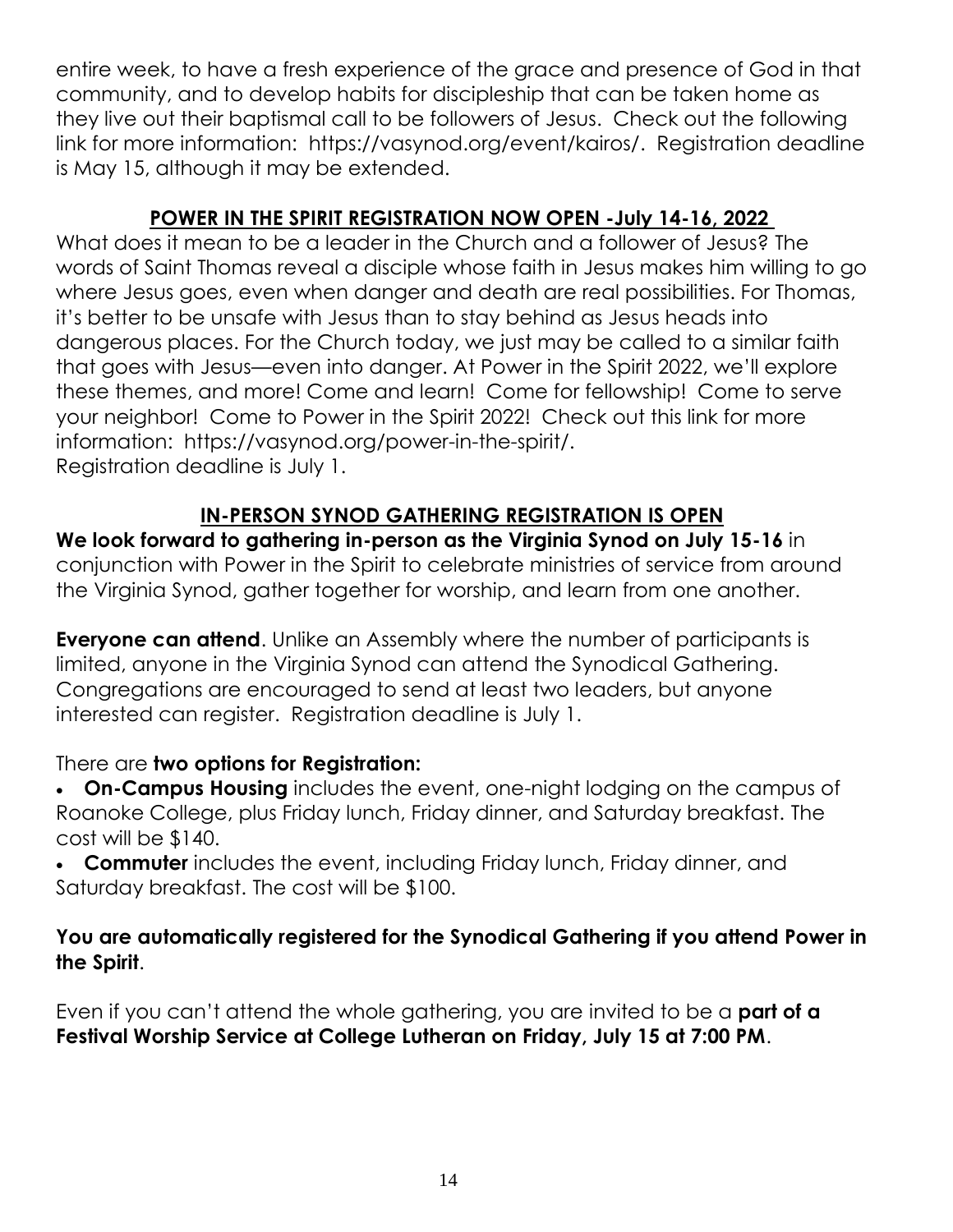entire week, to have a fresh experience of the grace and presence of God in that community, and to develop habits for discipleship that can be taken home as they live out their baptismal call to be followers of Jesus. Check out the following link for more information: https://vasynod.org/event/kairos/. Registration deadline is May 15, although it may be extended.

## POWER IN THE SPIRIT REGISTRATION NOW OPEN -July 14-16, 2022

What does it mean to be a leader in the Church and a follower of Jesus? The words of Saint Thomas reveal a disciple whose faith in Jesus makes him willing to go where Jesus goes, even when danger and death are real possibilities. For Thomas, it's better to be unsafe with Jesus than to stay behind as Jesus heads into dangerous places. For the Church today, we just may be called to a similar faith that goes with Jesus—even into danger. At Power in the Spirit 2022, we'll explore these themes, and more! Come and learn! Come for fellowship! Come to serve your neighbor! Come to Power in the Spirit 2022! Check out this link for more information: https://vasynod.org/power-in-the-spirit/.
Registration deadline is July 1.

## IN-PERSON SYNOD GATHERING REGISTRATION IS OPEN

**We look forward to gathering in-person as the Virginia Synod on July 15-16** in conjunction with Power in the Spirit to celebrate ministries of service from around the Virginia Synod, gather together for worship, and learn from one another.

**Everyone can attend**. Unlike an Assembly where the number of participants is limited, anyone in the Virginia Synod can attend the Synodical Gathering. Congregations are encouraged to send at least two leaders, but anyone interested can register. Registration deadline is July 1.

There are **two options for Registration:**

- **On-Campus Housing** includes the event, one-night lodging on the campus of Roanoke College, plus Friday lunch, Friday dinner, and Saturday breakfast. The cost will be $140.
- **Commuter** includes the event, including Friday lunch, Friday dinner, and Saturday breakfast. The cost will be $100.

**You are automatically registered for the Synodical Gathering if you attend Power in the Spirit**.

Even if you can't attend the whole gathering, you are invited to be a **part of a Festival Worship Service at College Lutheran on Friday, July 15 at 7:00 PM**.